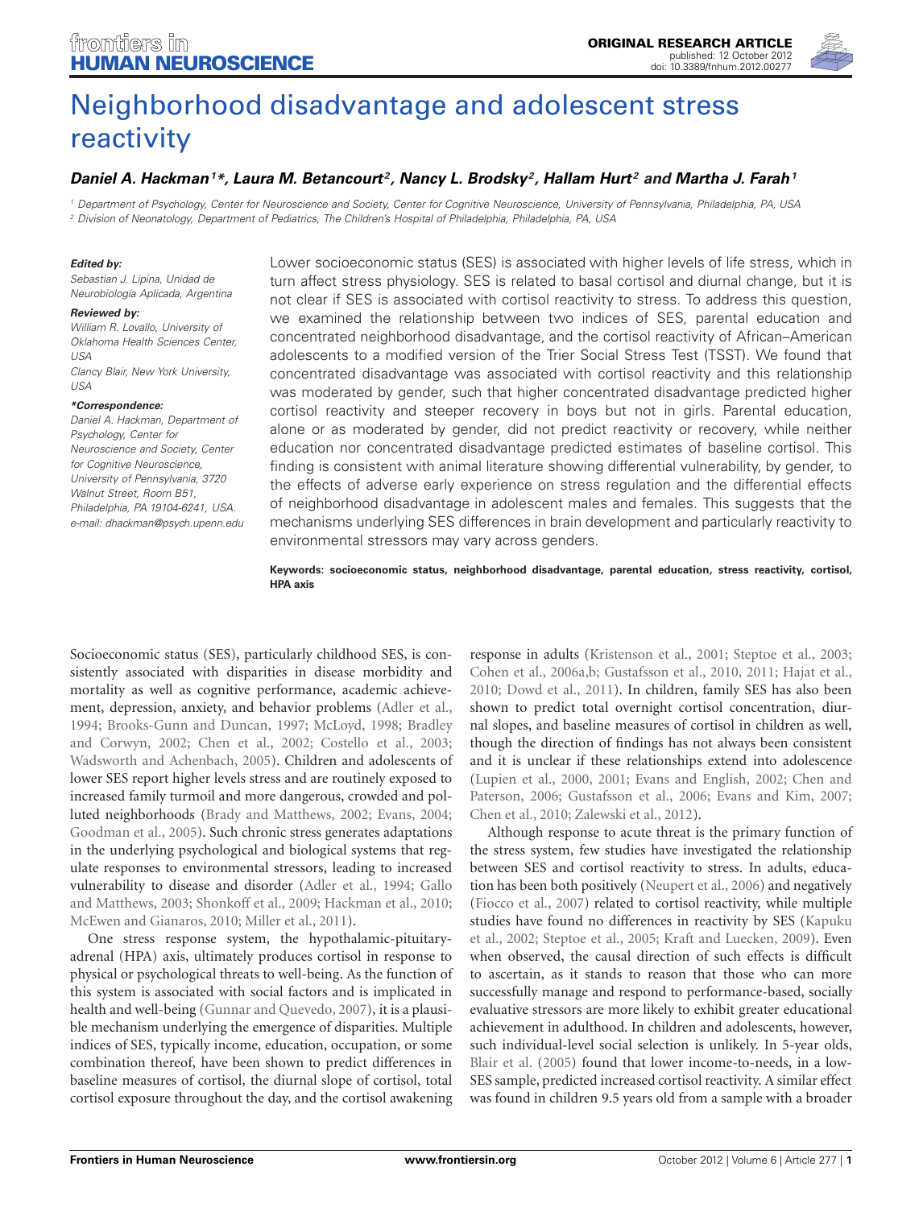ORIGINAL RESEARCH ARTICLE
published: 12 October 2012
doi: 10.3389/fnhum.2012.00277

# Neighborhood disadvantage and adolescent stress reactivity

***Daniel A. Hackman[1]\*, Laura M. Betancourt[2], Nancy L. Brodsky[2], Hallam Hurt[2] and Martha J. Farah[1]***

[1] Department of Psychology, Center for Neuroscience and Society, Center for Cognitive Neuroscience, University of Pennsylvania, Philadelphia, PA, USA
[2] Division of Neonatology, Department of Pediatrics, The Children's Hospital of Philadelphia, Philadelphia, PA, USA

***Edited by:***
Sebastian J. Lipina, Unidad de Neurobiología Aplicada, Argentina

***Reviewed by:***
William R. Lovallo, University of Oklahoma Health Sciences Center, USA
Clancy Blair, New York University, USA

***\*Correspondence:***
Daniel A. Hackman, Department of Psychology, Center for Neuroscience and Society, Center for Cognitive Neuroscience, University of Pennsylvania, 3720 Walnut Street, Room B51, Philadelphia, PA 19104-6241, USA.
e-mail: dhackman@psych.upenn.edu

Lower socioeconomic status (SES) is associated with higher levels of life stress, which in turn affect stress physiology. SES is related to basal cortisol and diurnal change, but it is not clear if SES is associated with cortisol reactivity to stress. To address this question, we examined the relationship between two indices of SES, parental education and concentrated neighborhood disadvantage, and the cortisol reactivity of African–American adolescents to a modified version of the Trier Social Stress Test (TSST). We found that concentrated disadvantage was associated with cortisol reactivity and this relationship was moderated by gender, such that higher concentrated disadvantage predicted higher cortisol reactivity and steeper recovery in boys but not in girls. Parental education, alone or as moderated by gender, did not predict reactivity or recovery, while neither education nor concentrated disadvantage predicted estimates of baseline cortisol. This finding is consistent with animal literature showing differential vulnerability, by gender, to the effects of adverse early experience on stress regulation and the differential effects of neighborhood disadvantage in adolescent males and females. This suggests that the mechanisms underlying SES differences in brain development and particularly reactivity to environmental stressors may vary across genders.

**Keywords: socioeconomic status, neighborhood disadvantage, parental education, stress reactivity, cortisol, HPA axis**

Socioeconomic status (SES), particularly childhood SES, is consistently associated with disparities in disease morbidity and mortality as well as cognitive performance, academic achievement, depression, anxiety, and behavior problems (Adler et al., 1994; Brooks-Gunn and Duncan, 1997; McLoyd, 1998; Bradley and Corwyn, 2002; Chen et al., 2002; Costello et al., 2003; Wadsworth and Achenbach, 2005). Children and adolescents of lower SES report higher levels stress and are routinely exposed to increased family turmoil and more dangerous, crowded and polluted neighborhoods (Brady and Matthews, 2002; Evans, 2004; Goodman et al., 2005). Such chronic stress generates adaptations in the underlying psychological and biological systems that regulate responses to environmental stressors, leading to increased vulnerability to disease and disorder (Adler et al., 1994; Gallo and Matthews, 2003; Shonkoff et al., 2009; Hackman et al., 2010; McEwen and Gianaros, 2010; Miller et al., 2011).

One stress response system, the hypothalamic-pituitary-adrenal (HPA) axis, ultimately produces cortisol in response to physical or psychological threats to well-being. As the function of this system is associated with social factors and is implicated in health and well-being (Gunnar and Quevedo, 2007), it is a plausible mechanism underlying the emergence of disparities. Multiple indices of SES, typically income, education, occupation, or some combination thereof, have been shown to predict differences in baseline measures of cortisol, the diurnal slope of cortisol, total cortisol exposure throughout the day, and the cortisol awakening response in adults (Kristenson et al., 2001; Steptoe et al., 2003; Cohen et al., 2006a,b; Gustafsson et al., 2010, 2011; Hajat et al., 2010; Dowd et al., 2011). In children, family SES has also been shown to predict total overnight cortisol concentration, diurnal slopes, and baseline measures of cortisol in children as well, though the direction of findings has not always been consistent and it is unclear if these relationships extend into adolescence (Lupien et al., 2000, 2001; Evans and English, 2002; Chen and Paterson, 2006; Gustafsson et al., 2006; Evans and Kim, 2007; Chen et al., 2010; Zalewski et al., 2012).

Although response to acute threat is the primary function of the stress system, few studies have investigated the relationship between SES and cortisol reactivity to stress. In adults, education has been both positively (Neupert et al., 2006) and negatively (Fiocco et al., 2007) related to cortisol reactivity, while multiple studies have found no differences in reactivity by SES (Kapuku et al., 2002; Steptoe et al., 2005; Kraft and Luecken, 2009). Even when observed, the causal direction of such effects is difficult to ascertain, as it stands to reason that those who can more successfully manage and respond to performance-based, socially evaluative stressors are more likely to exhibit greater educational achievement in adulthood. In children and adolescents, however, such individual-level social selection is unlikely. In 5-year olds, Blair et al. (2005) found that lower income-to-needs, in a low-SES sample, predicted increased cortisol reactivity. A similar effect was found in children 9.5 years old from a sample with a broader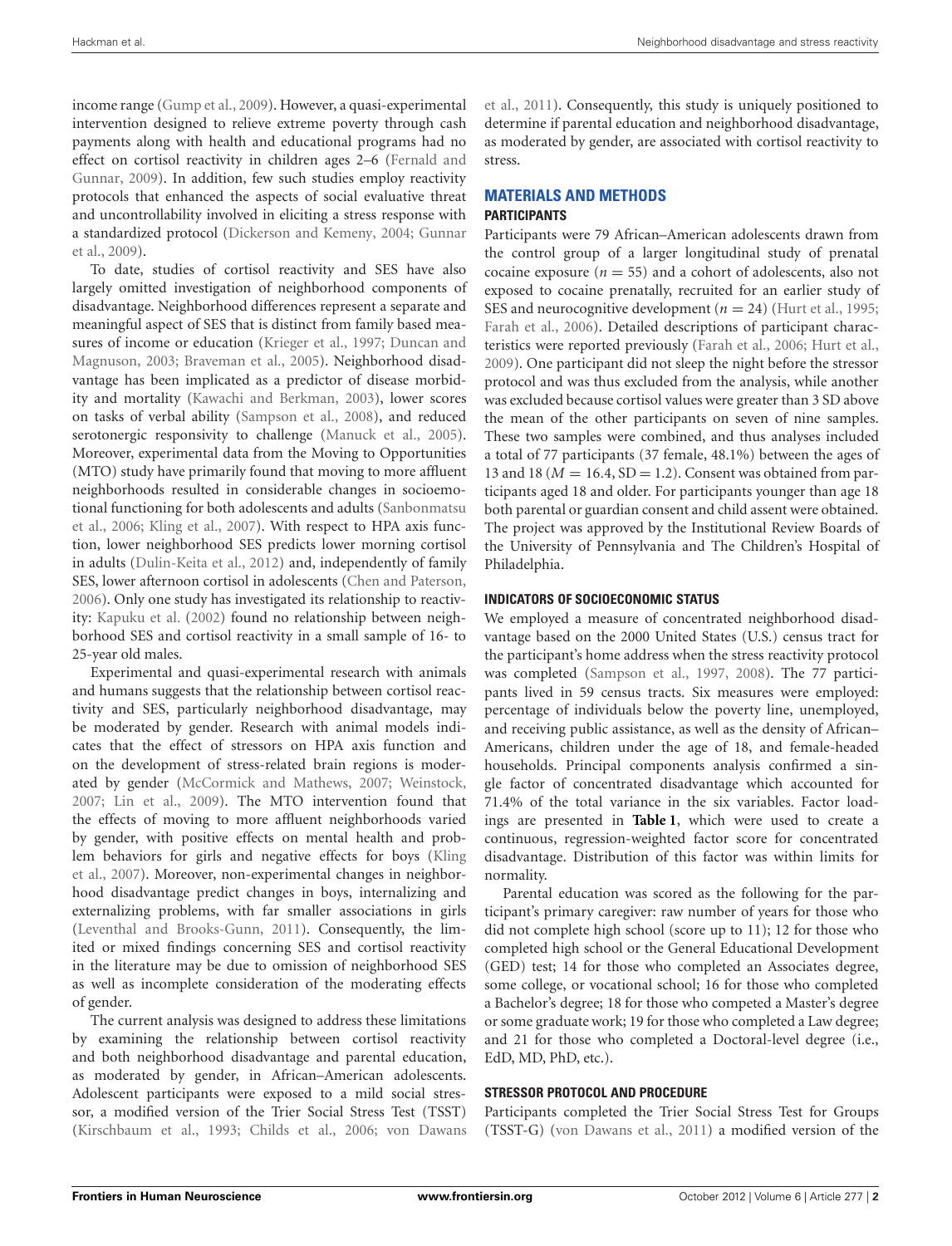income range (Gump et al., 2009). However, a quasi-experimental intervention designed to relieve extreme poverty through cash payments along with health and educational programs had no effect on cortisol reactivity in children ages 2–6 (Fernald and Gunnar, 2009). In addition, few such studies employ reactivity protocols that enhanced the aspects of social evaluative threat and uncontrollability involved in eliciting a stress response with a standardized protocol (Dickerson and Kemeny, 2004; Gunnar et al., 2009).

To date, studies of cortisol reactivity and SES have also largely omitted investigation of neighborhood components of disadvantage. Neighborhood differences represent a separate and meaningful aspect of SES that is distinct from family based measures of income or education (Krieger et al., 1997; Duncan and Magnuson, 2003; Braveman et al., 2005). Neighborhood disadvantage has been implicated as a predictor of disease morbidity and mortality (Kawachi and Berkman, 2003), lower scores on tasks of verbal ability (Sampson et al., 2008), and reduced serotonergic responsivity to challenge (Manuck et al., 2005). Moreover, experimental data from the Moving to Opportunities (MTO) study have primarily found that moving to more affluent neighborhoods resulted in considerable changes in socioemotional functioning for both adolescents and adults (Sanbonmatsu et al., 2006; Kling et al., 2007). With respect to HPA axis function, lower neighborhood SES predicts lower morning cortisol in adults (Dulin-Keita et al., 2012) and, independently of family SES, lower afternoon cortisol in adolescents (Chen and Paterson, 2006). Only one study has investigated its relationship to reactivity: Kapuku et al. (2002) found no relationship between neighborhood SES and cortisol reactivity in a small sample of 16- to 25-year old males.

Experimental and quasi-experimental research with animals and humans suggests that the relationship between cortisol reactivity and SES, particularly neighborhood disadvantage, may be moderated by gender. Research with animal models indicates that the effect of stressors on HPA axis function and on the development of stress-related brain regions is moderated by gender (McCormick and Mathews, 2007; Weinstock, 2007; Lin et al., 2009). The MTO intervention found that the effects of moving to more affluent neighborhoods varied by gender, with positive effects on mental health and problem behaviors for girls and negative effects for boys (Kling et al., 2007). Moreover, non-experimental changes in neighborhood disadvantage predict changes in boys, internalizing and externalizing problems, with far smaller associations in girls (Leventhal and Brooks-Gunn, 2011). Consequently, the limited or mixed findings concerning SES and cortisol reactivity in the literature may be due to omission of neighborhood SES as well as incomplete consideration of the moderating effects of gender.

The current analysis was designed to address these limitations by examining the relationship between cortisol reactivity and both neighborhood disadvantage and parental education, as moderated by gender, in African–American adolescents. Adolescent participants were exposed to a mild social stressor, a modified version of the Trier Social Stress Test (TSST) (Kirschbaum et al., 1993; Childs et al., 2006; von Dawans et al., 2011). Consequently, this study is uniquely positioned to determine if parental education and neighborhood disadvantage, as moderated by gender, are associated with cortisol reactivity to stress.

## MATERIALS AND METHODS

### PARTICIPANTS

Participants were 79 African–American adolescents drawn from the control group of a larger longitudinal study of prenatal cocaine exposure ($n = 55$) and a cohort of adolescents, also not exposed to cocaine prenatally, recruited for an earlier study of SES and neurocognitive development ($n = 24$) (Hurt et al., 1995; Farah et al., 2006). Detailed descriptions of participant characteristics were reported previously (Farah et al., 2006; Hurt et al., 2009). One participant did not sleep the night before the stressor protocol and was thus excluded from the analysis, while another was excluded because cortisol values were greater than 3 SD above the mean of the other participants on seven of nine samples. These two samples were combined, and thus analyses included a total of 77 participants (37 female, 48.1%) between the ages of 13 and 18 ($M = 16.4$, $SD = 1.2$). Consent was obtained from participants aged 18 and older. For participants younger than age 18 both parental or guardian consent and child assent were obtained. The project was approved by the Institutional Review Boards of the University of Pennsylvania and The Children's Hospital of Philadelphia.

### INDICATORS OF SOCIOECONOMIC STATUS

We employed a measure of concentrated neighborhood disadvantage based on the 2000 United States (U.S.) census tract for the participant's home address when the stress reactivity protocol was completed (Sampson et al., 1997, 2008). The 77 participants lived in 59 census tracts. Six measures were employed: percentage of individuals below the poverty line, unemployed, and receiving public assistance, as well as the density of African–Americans, children under the age of 18, and female-headed households. Principal components analysis confirmed a single factor of concentrated disadvantage which accounted for 71.4% of the total variance in the six variables. Factor loadings are presented in **Table 1**, which were used to create a continuous, regression-weighted factor score for concentrated disadvantage. Distribution of this factor was within limits for normality.

Parental education was scored as the following for the participant's primary caregiver: raw number of years for those who did not complete high school (score up to 11); 12 for those who completed high school or the General Educational Development (GED) test; 14 for those who completed an Associates degree, some college, or vocational school; 16 for those who completed a Bachelor's degree; 18 for those who competed a Master's degree or some graduate work; 19 for those who completed a Law degree; and 21 for those who completed a Doctoral-level degree (i.e., EdD, MD, PhD, etc.).

### STRESSOR PROTOCOL AND PROCEDURE

Participants completed the Trier Social Stress Test for Groups (TSST-G) (von Dawans et al., 2011) a modified version of the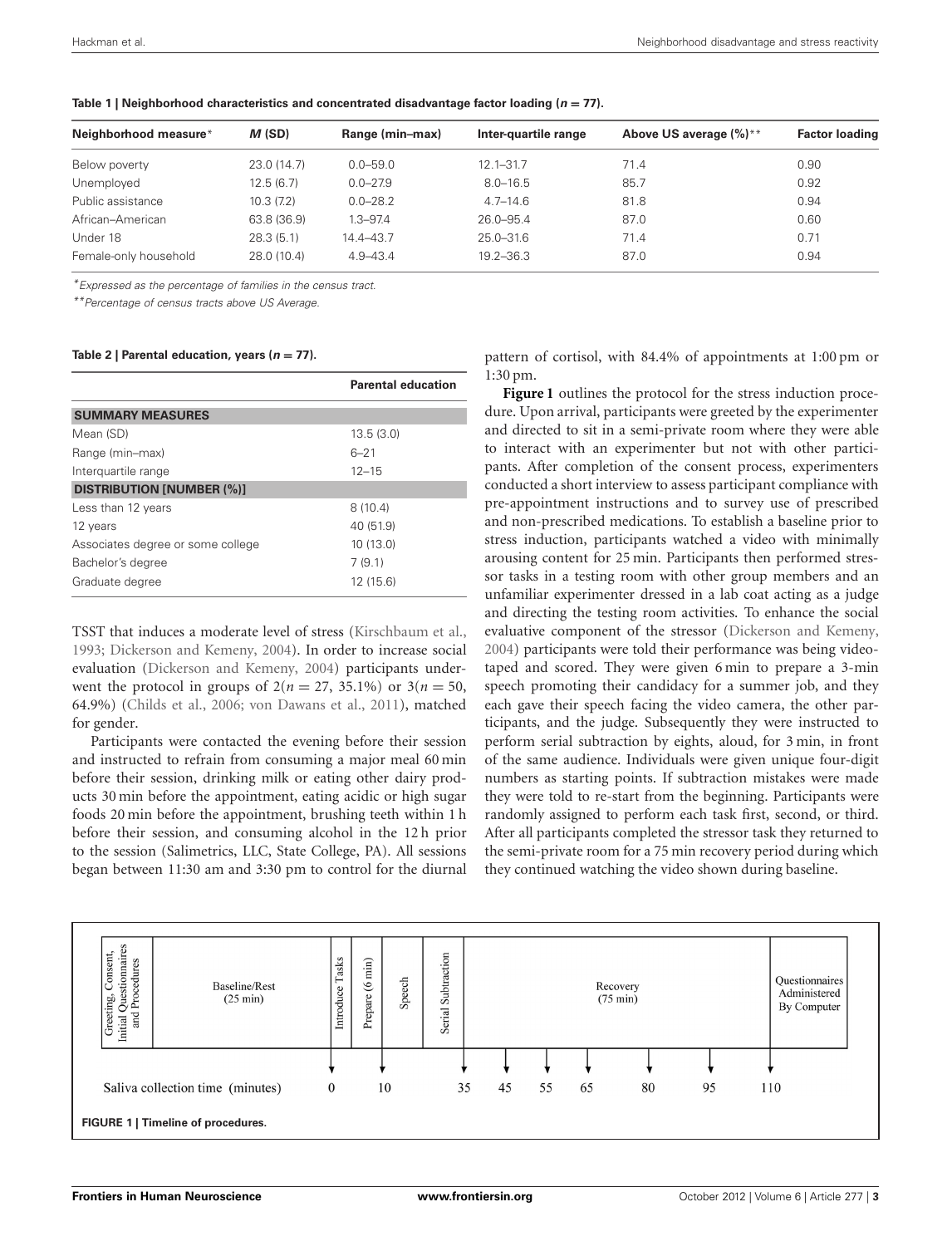**Table 1 | Neighborhood characteristics and concentrated disadvantage factor loading ($n = 77$).**

| Neighborhood measure* | *M* (SD) | Range (min–max) | Inter-quartile range | Above US average (%)** | Factor loading |
|---|---|---|---|---|---|
| Below poverty | 23.0 (14.7) | 0.0–59.0 | 12.1–31.7 | 71.4 | 0.90 |
| Unemployed | 12.5 (6.7) | 0.0–27.9 | 8.0–16.5 | 85.7 | 0.92 |
| Public assistance | 10.3 (7.2) | 0.0–28.2 | 4.7–14.6 | 81.8 | 0.94 |
| African–American | 63.8 (36.9) | 1.3–97.4 | 26.0–95.4 | 87.0 | 0.60 |
| Under 18 | 28.3 (5.1) | 14.4–43.7 | 25.0–31.6 | 71.4 | 0.71 |
| Female-only household | 28.0 (10.4) | 4.9–43.4 | 19.2–36.3 | 87.0 | 0.94 |

*Expressed as the percentage of families in the census tract.

**Percentage of census tracts above US Average.

**Table 2 | Parental education, years ($n = 77$).**

| | Parental education |
|---|---|
| **SUMMARY MEASURES** | |
| Mean (SD) | 13.5 (3.0) |
| Range (min–max) | 6–21 |
| Interquartile range | 12–15 |
| **DISTRIBUTION [NUMBER (%)]** | |
| Less than 12 years | 8 (10.4) |
| 12 years | 40 (51.9) |
| Associates degree or some college | 10 (13.0) |
| Bachelor's degree | 7 (9.1) |
| Graduate degree | 12 (15.6) |

TSST that induces a moderate level of stress (Kirschbaum et al., 1993; Dickerson and Kemeny, 2004). In order to increase social evaluation (Dickerson and Kemeny, 2004) participants underwent the protocol in groups of 2($n = 27$, 35.1%) or 3($n = 50$, 64.9%) (Childs et al., 2006; von Dawans et al., 2011), matched for gender.

Participants were contacted the evening before their session and instructed to refrain from consuming a major meal 60 min before their session, drinking milk or eating other dairy products 30 min before the appointment, eating acidic or high sugar foods 20 min before the appointment, brushing teeth within 1 h before their session, and consuming alcohol in the 12 h prior to the session (Salimetrics, LLC, State College, PA). All sessions began between 11:30 am and 3:30 pm to control for the diurnal pattern of cortisol, with 84.4% of appointments at 1:00 pm or 1:30 pm.

**Figure 1** outlines the protocol for the stress induction procedure. Upon arrival, participants were greeted by the experimenter and directed to sit in a semi-private room where they were able to interact with an experimenter but not with other participants. After completion of the consent process, experimenters conducted a short interview to assess participant compliance with pre-appointment instructions and to survey use of prescribed and non-prescribed medications. To establish a baseline prior to stress induction, participants watched a video with minimally arousing content for 25 min. Participants then performed stressor tasks in a testing room with other group members and an unfamiliar experimenter dressed in a lab coat acting as a judge and directing the testing room activities. To enhance the social evaluative component of the stressor (Dickerson and Kemeny, 2004) participants were told their performance was being videotaped and scored. They were given 6 min to prepare a 3-min speech promoting their candidacy for a summer job, and they each gave their speech facing the video camera, the other participants, and the judge. Subsequently they were instructed to perform serial subtraction by eights, aloud, for 3 min, in front of the same audience. Individuals were given unique four-digit numbers as starting points. If subtraction mistakes were made they were told to re-start from the beginning. Participants were randomly assigned to perform each task first, second, or third. After all participants completed the stressor task they returned to the semi-private room for a 75 min recovery period during which they continued watching the video shown during baseline.

| Greeting, Consent, Initial Questionnaires and Procedures | Baseline/Rest (25 min) | Introduce Tasks | Prepare (6 min) | Speech | Serial Subtraction | Recovery (75 min) | Questionnaires Administered By Computer |
|---|---|---|---|---|---|---|---|

Saliva collection time (minutes): 0, 10, 35, 45, 55, 65, 80, 95, 110

**FIGURE 1 | Timeline of procedures.**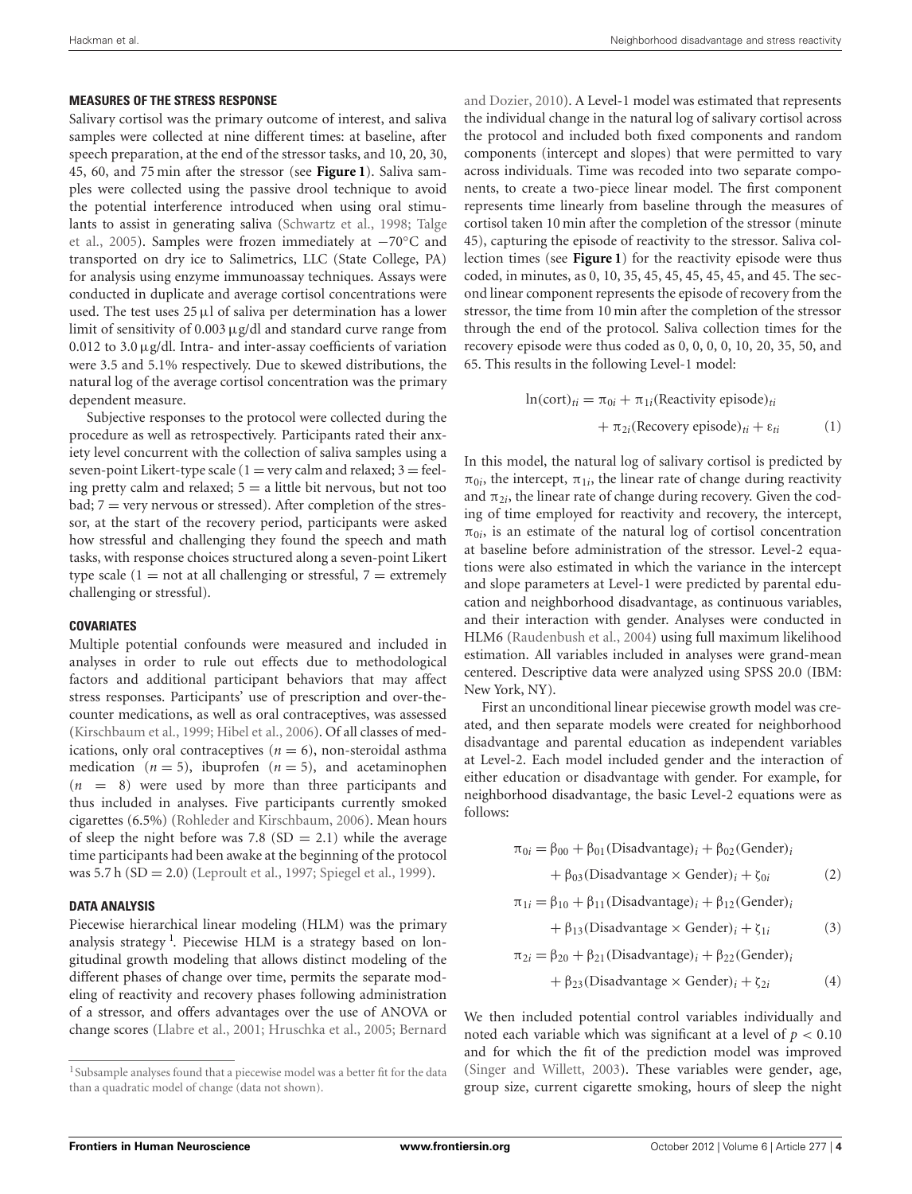### MEASURES OF THE STRESS RESPONSE

Salivary cortisol was the primary outcome of interest, and saliva samples were collected at nine different times: at baseline, after speech preparation, at the end of the stressor tasks, and 10, 20, 30, 45, 60, and 75 min after the stressor (see **Figure 1**). Saliva samples were collected using the passive drool technique to avoid the potential interference introduced when using oral stimulants to assist in generating saliva (Schwartz et al., 1998; Talge et al., 2005). Samples were frozen immediately at −70°C and transported on dry ice to Salimetrics, LLC (State College, PA) for analysis using enzyme immunoassay techniques. Assays were conducted in duplicate and average cortisol concentrations were used. The test uses 25 μl of saliva per determination has a lower limit of sensitivity of 0.003 μg/dl and standard curve range from 0.012 to 3.0 μg/dl. Intra- and inter-assay coefficients of variation were 3.5 and 5.1% respectively. Due to skewed distributions, the natural log of the average cortisol concentration was the primary dependent measure.

Subjective responses to the protocol were collected during the procedure as well as retrospectively. Participants rated their anxiety level concurrent with the collection of saliva samples using a seven-point Likert-type scale (1 = very calm and relaxed; 3 = feeling pretty calm and relaxed; 5 = a little bit nervous, but not too bad; 7 = very nervous or stressed). After completion of the stressor, at the start of the recovery period, participants were asked how stressful and challenging they found the speech and math tasks, with response choices structured along a seven-point Likert type scale (1 = not at all challenging or stressful, 7 = extremely challenging or stressful).

### COVARIATES

Multiple potential confounds were measured and included in analyses in order to rule out effects due to methodological factors and additional participant behaviors that may affect stress responses. Participants' use of prescription and over-the-counter medications, as well as oral contraceptives, was assessed (Kirschbaum et al., 1999; Hibel et al., 2006). Of all classes of medications, only oral contraceptives ($n = 6$), non-steroidal asthma medication ($n = 5$), ibuprofen ($n = 5$), and acetaminophen ($n = 8$) were used by more than three participants and thus included in analyses. Five participants currently smoked cigarettes (6.5%) (Rohleder and Kirschbaum, 2006). Mean hours of sleep the night before was 7.8 (SD = 2.1) while the average time participants had been awake at the beginning of the protocol was 5.7 h (SD = 2.0) (Leproult et al., 1997; Spiegel et al., 1999).

### DATA ANALYSIS

Piecewise hierarchical linear modeling (HLM) was the primary analysis strategy [1]. Piecewise HLM is a strategy based on longitudinal growth modeling that allows distinct modeling of the different phases of change over time, permits the separate modeling of reactivity and recovery phases following administration of a stressor, and offers advantages over the use of ANOVA or change scores (Llabre et al., 2001; Hruschka et al., 2005; Bernard and Dozier, 2010). A Level-1 model was estimated that represents the individual change in the natural log of salivary cortisol across the protocol and included both fixed components and random components (intercept and slopes) that were permitted to vary across individuals. Time was recoded into two separate components, to create a two-piece linear model. The first component represents time linearly from baseline through the measures of cortisol taken 10 min after the completion of the stressor (minute 45), capturing the episode of reactivity to the stressor. Saliva collection times (see **Figure 1**) for the reactivity episode were thus coded, in minutes, as 0, 10, 35, 45, 45, 45, 45, 45, and 45. The second linear component represents the episode of recovery from the stressor, the time from 10 min after the completion of the stressor through the end of the protocol. Saliva collection times for the recovery episode were thus coded as 0, 0, 0, 0, 10, 20, 35, 50, and 65. This results in the following Level-1 model:

$$\ln(\text{cort})_{ti} = \pi_{0i} + \pi_{1i}(\text{Reactivity episode})_{ti} + \pi_{2i}(\text{Recovery episode})_{ti} + \varepsilon_{ti} \quad (1)$$

In this model, the natural log of salivary cortisol is predicted by $\pi_{0i}$, the intercept, $\pi_{1i}$, the linear rate of change during reactivity and $\pi_{2i}$, the linear rate of change during recovery. Given the coding of time employed for reactivity and recovery, the intercept, $\pi_{0i}$, is an estimate of the natural log of cortisol concentration at baseline before administration of the stressor. Level-2 equations were also estimated in which the variance in the intercept and slope parameters at Level-1 were predicted by parental education and neighborhood disadvantage, as continuous variables, and their interaction with gender. Analyses were conducted in HLM6 (Raudenbush et al., 2004) using full maximum likelihood estimation. All variables included in analyses were grand-mean centered. Descriptive data were analyzed using SPSS 20.0 (IBM: New York, NY).

First an unconditional linear piecewise growth model was created, and then separate models were created for neighborhood disadvantage and parental education as independent variables at Level-2. Each model included gender and the interaction of either education or disadvantage with gender. For example, for neighborhood disadvantage, the basic Level-2 equations were as follows:

$$\pi_{0i} = \beta_{00} + \beta_{01}(\text{Disadvantage})_i + \beta_{02}(\text{Gender})_i + \beta_{03}(\text{Disadvantage} \times \text{Gender})_i + \zeta_{0i} \quad (2)$$

$$\pi_{1i} = \beta_{10} + \beta_{11}(\text{Disadvantage})_i + \beta_{12}(\text{Gender})_i + \beta_{13}(\text{Disadvantage} \times \text{Gender})_i + \zeta_{1i} \quad (3)$$

$$\pi_{2i} = \beta_{20} + \beta_{21}(\text{Disadvantage})_i + \beta_{22}(\text{Gender})_i + \beta_{23}(\text{Disadvantage} \times \text{Gender})_i + \zeta_{2i} \quad (4)$$

We then included potential control variables individually and noted each variable which was significant at a level of $p < 0.10$ and for which the fit of the prediction model was improved (Singer and Willett, 2003). These variables were gender, age, group size, current cigarette smoking, hours of sleep the night

[1] Subsample analyses found that a piecewise model was a better fit for the data than a quadratic model of change (data not shown).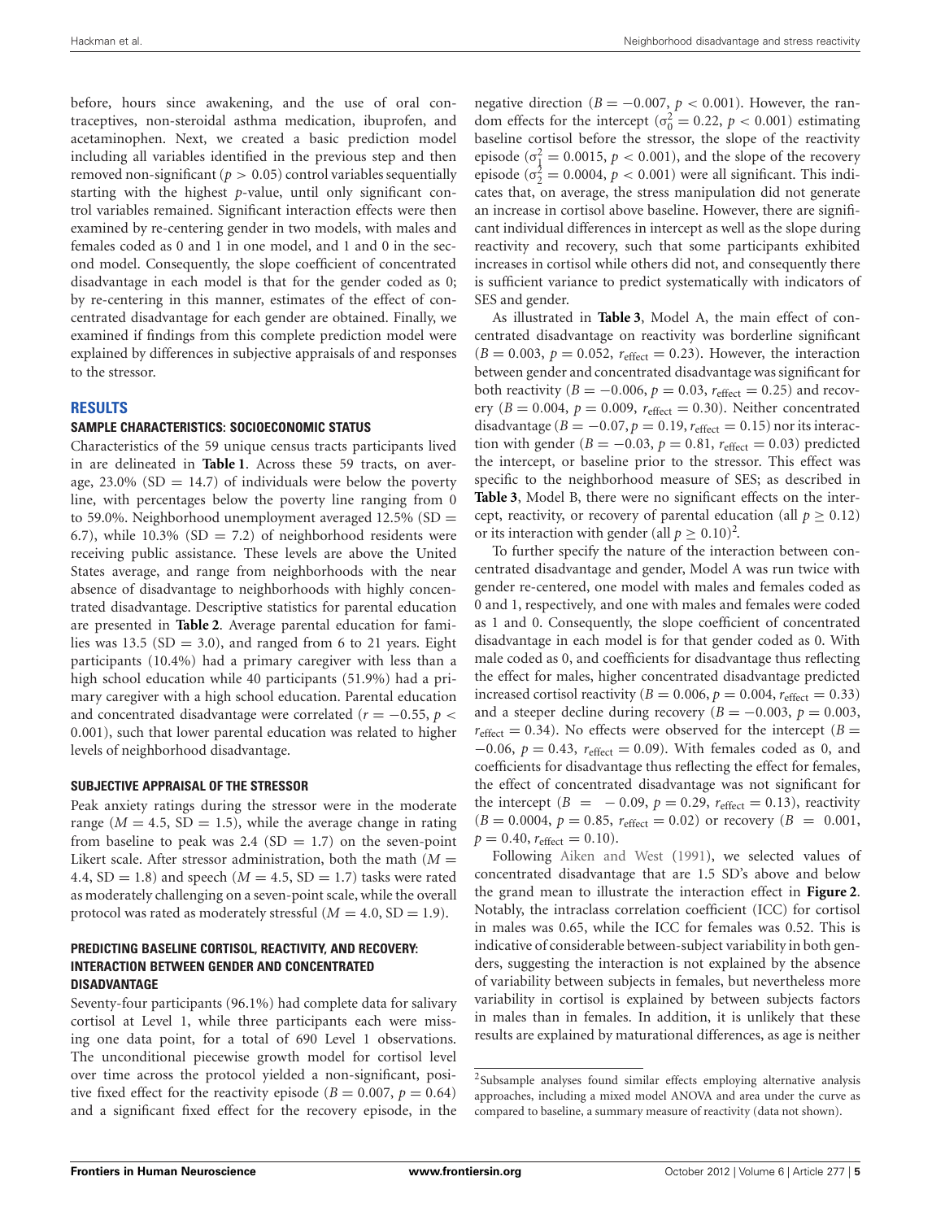before, hours since awakening, and the use of oral contraceptives, non-steroidal asthma medication, ibuprofen, and acetaminophen. Next, we created a basic prediction model including all variables identified in the previous step and then removed non-significant ($p > 0.05$) control variables sequentially starting with the highest *p*-value, until only significant control variables remained. Significant interaction effects were then examined by re-centering gender in two models, with males and females coded as 0 and 1 in one model, and 1 and 0 in the second model. Consequently, the slope coefficient of concentrated disadvantage in each model is that for the gender coded as 0; by re-centering in this manner, estimates of the effect of concentrated disadvantage for each gender are obtained. Finally, we examined if findings from this complete prediction model were explained by differences in subjective appraisals of and responses to the stressor.

## RESULTS

### SAMPLE CHARACTERISTICS: SOCIOECONOMIC STATUS

Characteristics of the 59 unique census tracts participants lived in are delineated in **Table 1**. Across these 59 tracts, on average, 23.0% (SD = 14.7) of individuals were below the poverty line, with percentages below the poverty line ranging from 0 to 59.0%. Neighborhood unemployment averaged 12.5% (SD = 6.7), while 10.3% (SD = 7.2) of neighborhood residents were receiving public assistance. These levels are above the United States average, and range from neighborhoods with the near absence of disadvantage to neighborhoods with highly concentrated disadvantage. Descriptive statistics for parental education are presented in **Table 2**. Average parental education for families was 13.5 (SD = 3.0), and ranged from 6 to 21 years. Eight participants (10.4%) had a primary caregiver with less than a high school education while 40 participants (51.9%) had a primary caregiver with a high school education. Parental education and concentrated disadvantage were correlated ($r = -0.55$, $p < 0.001$), such that lower parental education was related to higher levels of neighborhood disadvantage.

### SUBJECTIVE APPRAISAL OF THE STRESSOR

Peak anxiety ratings during the stressor were in the moderate range ($M = 4.5$, SD = 1.5), while the average change in rating from baseline to peak was 2.4 (SD = 1.7) on the seven-point Likert scale. After stressor administration, both the math ($M = 4.4$, SD = 1.8) and speech ($M = 4.5$, SD = 1.7) tasks were rated as moderately challenging on a seven-point scale, while the overall protocol was rated as moderately stressful ($M = 4.0$, SD = 1.9).

### PREDICTING BASELINE CORTISOL, REACTIVITY, AND RECOVERY: INTERACTION BETWEEN GENDER AND CONCENTRATED DISADVANTAGE

Seventy-four participants (96.1%) had complete data for salivary cortisol at Level 1, while three participants each were missing one data point, for a total of 690 Level 1 observations. The unconditional piecewise growth model for cortisol level over time across the protocol yielded a non-significant, positive fixed effect for the reactivity episode ($B = 0.007$, $p = 0.64$) and a significant fixed effect for the recovery episode, in the negative direction ($B = -0.007$, $p < 0.001$). However, the random effects for the intercept ($\sigma_0^2 = 0.22$, $p < 0.001$) estimating baseline cortisol before the stressor, the slope of the reactivity episode ($\sigma_1^2 = 0.0015$, $p < 0.001$), and the slope of the recovery episode ($\sigma_2^2 = 0.0004$, $p < 0.001$) were all significant. This indicates that, on average, the stress manipulation did not generate an increase in cortisol above baseline. However, there are significant individual differences in intercept as well as the slope during reactivity and recovery, such that some participants exhibited increases in cortisol while others did not, and consequently there is sufficient variance to predict systematically with indicators of SES and gender.

As illustrated in **Table 3**, Model A, the main effect of concentrated disadvantage on reactivity was borderline significant ($B = 0.003$, $p = 0.052$, $r_{\text{effect}} = 0.23$). However, the interaction between gender and concentrated disadvantage was significant for both reactivity ($B = -0.006$, $p = 0.03$, $r_{\text{effect}} = 0.25$) and recovery ($B = 0.004$, $p = 0.009$, $r_{\text{effect}} = 0.30$). Neither concentrated disadvantage ($B = -0.07$, $p = 0.19$, $r_{\text{effect}} = 0.15$) nor its interaction with gender ($B = -0.03$, $p = 0.81$, $r_{\text{effect}} = 0.03$) predicted the intercept, or baseline prior to the stressor. This effect was specific to the neighborhood measure of SES; as described in **Table 3**, Model B, there were no significant effects on the intercept, reactivity, or recovery of parental education (all $p \geq 0.12$) or its interaction with gender (all $p \geq 0.10$)[2].

To further specify the nature of the interaction between concentrated disadvantage and gender, Model A was run twice with gender re-centered, one model with males and females coded as 0 and 1, respectively, and one with males and females were coded as 1 and 0. Consequently, the slope coefficient of concentrated disadvantage in each model is for that gender coded as 0. With male coded as 0, and coefficients for disadvantage thus reflecting the effect for males, higher concentrated disadvantage predicted increased cortisol reactivity ($B = 0.006$, $p = 0.004$, $r_{\text{effect}} = 0.33$) and a steeper decline during recovery ($B = -0.003$, $p = 0.003$, $r_{\text{effect}} = 0.34$). No effects were observed for the intercept ($B = -0.06$, $p = 0.43$, $r_{\text{effect}} = 0.09$). With females coded as 0, and coefficients for disadvantage thus reflecting the effect for females, the effect of concentrated disadvantage was not significant for the intercept ($B = -0.09$, $p = 0.29$, $r_{\text{effect}} = 0.13$), reactivity ($B = 0.0004$, $p = 0.85$, $r_{\text{effect}} = 0.02$) or recovery ($B = 0.001$, $p = 0.40$, $r_{\text{effect}} = 0.10$).

Following Aiken and West (1991), we selected values of concentrated disadvantage that are 1.5 SD's above and below the grand mean to illustrate the interaction effect in **Figure 2**. Notably, the intraclass correlation coefficient (ICC) for cortisol in males was 0.65, while the ICC for females was 0.52. This is indicative of considerable between-subject variability in both genders, suggesting the interaction is not explained by the absence of variability between subjects in females, but nevertheless more variability in cortisol is explained by between subjects factors in males than in females. In addition, it is unlikely that these results are explained by maturational differences, as age is neither

[2]Subsample analyses found similar effects employing alternative analysis approaches, including a mixed model ANOVA and area under the curve as compared to baseline, a summary measure of reactivity (data not shown).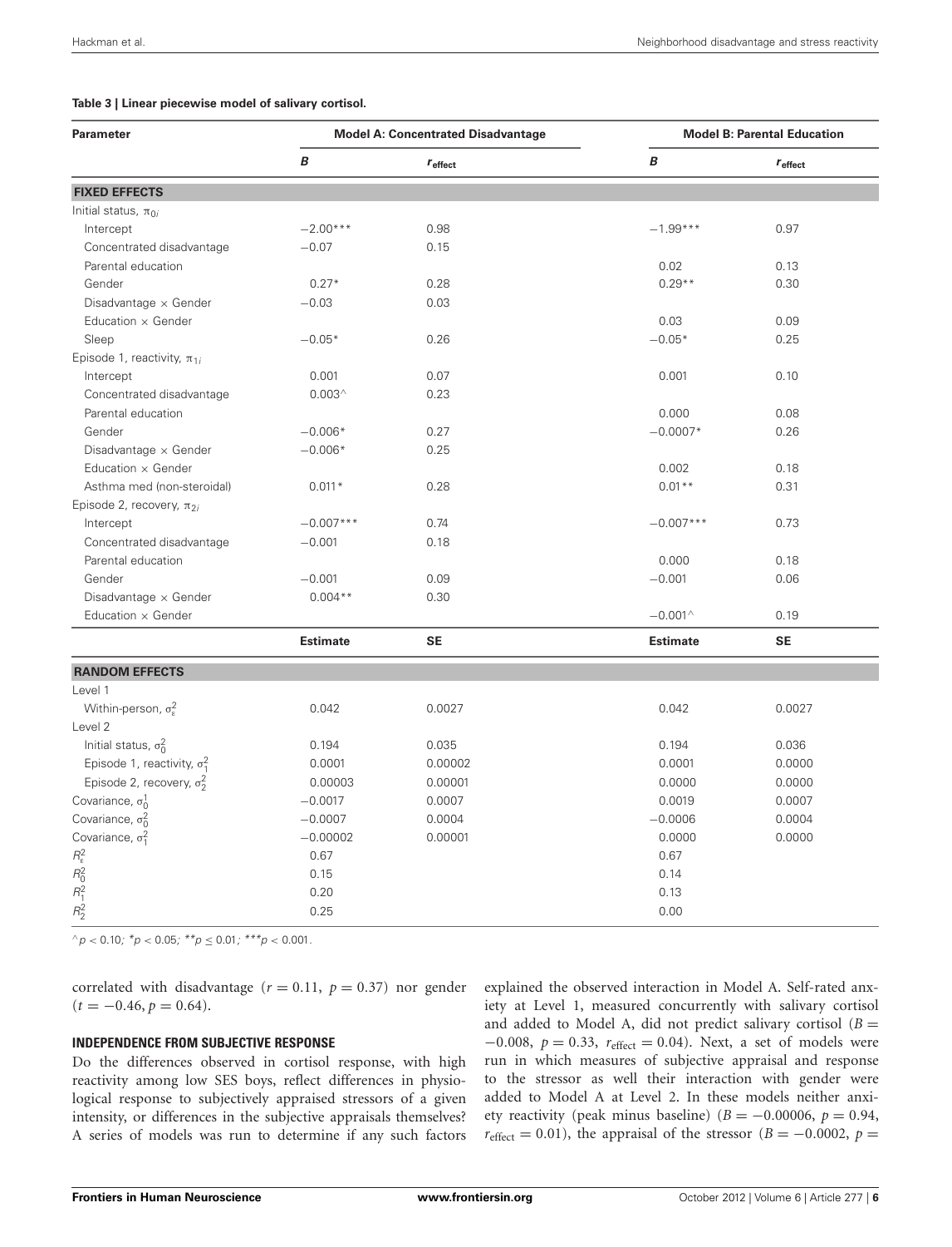**Table 3 | Linear piecewise model of salivary cortisol.**

| Parameter | Model A: Concentrated Disadvantage | | Model B: Parental Education | |
|---|---|---|---|---|
| | $B$ | $r_{effect}$ | $B$ | $r_{effect}$ |
| **FIXED EFFECTS** | | | | |
| Initial status, $\pi_{0i}$ | | | | |
| Intercept | −2.00*** | 0.98 | −1.99*** | 0.97 |
| Concentrated disadvantage | −0.07 | 0.15 | | |
| Parental education | | | 0.02 | 0.13 |
| Gender | 0.27* | 0.28 | 0.29** | 0.30 |
| Disadvantage × Gender | −0.03 | 0.03 | | |
| Education × Gender | | | 0.03 | 0.09 |
| Sleep | −0.05* | 0.26 | −0.05* | 0.25 |
| Episode 1, reactivity, $\pi_{1i}$ | | | | |
| Intercept | 0.001 | 0.07 | 0.001 | 0.10 |
| Concentrated disadvantage | 0.003^ | 0.23 | | |
| Parental education | | | 0.000 | 0.08 |
| Gender | −0.006* | 0.27 | −0.0007* | 0.26 |
| Disadvantage × Gender | −0.006* | 0.25 | | |
| Education × Gender | | | 0.002 | 0.18 |
| Asthma med (non-steroidal) | 0.011* | 0.28 | 0.01** | 0.31 |
| Episode 2, recovery, $\pi_{2i}$ | | | | |
| Intercept | −0.007*** | 0.74 | −0.007*** | 0.73 |
| Concentrated disadvantage | −0.001 | 0.18 | | |
| Parental education | | | 0.000 | 0.18 |
| Gender | −0.001 | 0.09 | −0.001 | 0.06 |
| Disadvantage × Gender | 0.004** | 0.30 | | |
| Education × Gender | | | −0.001^ | 0.19 |
| | **Estimate** | **SE** | **Estimate** | **SE** |
| **RANDOM EFFECTS** | | | | |
| Level 1 | | | | |
| Within-person, $\sigma^2_\varepsilon$ | 0.042 | 0.0027 | 0.042 | 0.0027 |
| Level 2 | | | | |
| Initial status, $\sigma^2_0$ | 0.194 | 0.035 | 0.194 | 0.036 |
| Episode 1, reactivity, $\sigma^2_1$ | 0.0001 | 0.00002 | 0.0001 | 0.0000 |
| Episode 2, recovery, $\sigma^2_2$ | 0.00003 | 0.00001 | 0.0000 | 0.0000 |
| Covariance, $\sigma^1_0$ | −0.0017 | 0.0007 | 0.0019 | 0.0007 |
| Covariance, $\sigma^2_0$ | −0.0007 | 0.0004 | −0.0006 | 0.0004 |
| Covariance, $\sigma^2_1$ | −0.00002 | 0.00001 | 0.0000 | 0.0000 |
| $R^2_\varepsilon$ | 0.67 | | 0.67 | |
| $R^2_0$ | 0.15 | | 0.14 | |
| $R^2_1$ | 0.20 | | 0.13 | |
| $R^2_2$ | 0.25 | | 0.00 | |

^$p < 0.10$; *$p < 0.05$; **$p \le 0.01$; ***$p < 0.001$.

correlated with disadvantage ($r = 0.11$, $p = 0.37$) nor gender ($t = -0.46, p = 0.64$).

#### INDEPENDENCE FROM SUBJECTIVE RESPONSE

Do the differences observed in cortisol response, with high reactivity among low SES boys, reflect differences in physiological response to subjectively appraised stressors of a given intensity, or differences in the subjective appraisals themselves? A series of models was run to determine if any such factors explained the observed interaction in Model A. Self-rated anxiety at Level 1, measured concurrently with salivary cortisol and added to Model A, did not predict salivary cortisol ($B = -0.008$, $p = 0.33$, $r_{effect} = 0.04$). Next, a set of models were run in which measures of subjective appraisal and response to the stressor as well their interaction with gender were added to Model A at Level 2. In these models neither anxiety reactivity (peak minus baseline) ($B = -0.00006$, $p = 0.94$, $r_{effect} = 0.01$), the appraisal of the stressor ($B = -0.0002$, $p =$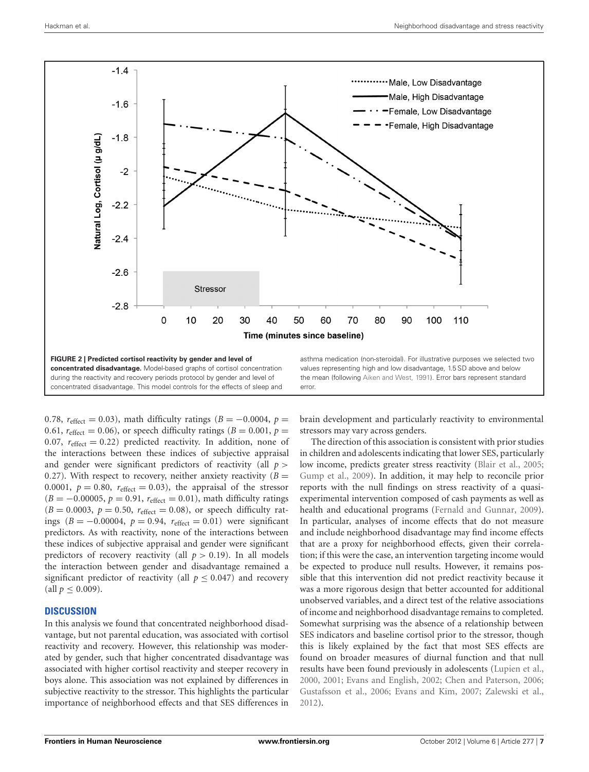FIGURE 2 | Predicted cortisol reactivity by gender and level of concentrated disadvantage. Model-based graphs of cortisol concentration during the reactivity and recovery periods protocol by gender and level of concentrated disadvantage. This model controls for the effects of sleep and asthma medication (non-steroidal). For illustrative purposes we selected two values representing high and low disadvantage, 1.5 SD above and below the mean (following Aiken and West, 1991). Error bars represent standard error.

0.78, $r_{\text{effect}} = 0.03$), math difficulty ratings ($B = -0.0004$, $p = 0.61$, $r_{\text{effect}} = 0.06$), or speech difficulty ratings ($B = 0.001$, $p = 0.07$, $r_{\text{effect}} = 0.22$) predicted reactivity. In addition, none of the interactions between these indices of subjective appraisal and gender were significant predictors of reactivity (all $p > 0.27$). With respect to recovery, neither anxiety reactivity ($B = 0.0001$, $p = 0.80$, $r_{\text{effect}} = 0.03$), the appraisal of the stressor ($B = -0.00005$, $p = 0.91$, $r_{\text{effect}} = 0.01$), math difficulty ratings ($B = 0.0003$, $p = 0.50$, $r_{\text{effect}} = 0.08$), or speech difficulty ratings ($B = -0.00004$, $p = 0.94$, $r_{\text{effect}} = 0.01$) were significant predictors. As with reactivity, none of the interactions between these indices of subjective appraisal and gender were significant predictors of recovery reactivity (all $p > 0.19$). In all models the interaction between gender and disadvantage remained a significant predictor of reactivity (all $p \leq 0.047$) and recovery (all $p \leq 0.009$).

## DISCUSSION

In this analysis we found that concentrated neighborhood disadvantage, but not parental education, was associated with cortisol reactivity and recovery. However, this relationship was moderated by gender, such that higher concentrated disadvantage was associated with higher cortisol reactivity and steeper recovery in boys alone. This association was not explained by differences in subjective reactivity to the stressor. This highlights the particular importance of neighborhood effects and that SES differences in brain development and particularly reactivity to environmental stressors may vary across genders.

The direction of this association is consistent with prior studies in children and adolescents indicating that lower SES, particularly low income, predicts greater stress reactivity (Blair et al., 2005; Gump et al., 2009). In addition, it may help to reconcile prior reports with the null findings on stress reactivity of a quasi-experimental intervention composed of cash payments as well as health and educational programs (Fernald and Gunnar, 2009). In particular, analyses of income effects that do not measure and include neighborhood disadvantage may find income effects that are a proxy for neighborhood effects, given their correlation; if this were the case, an intervention targeting income would be expected to produce null results. However, it remains possible that this intervention did not predict reactivity because it was a more rigorous design that better accounted for additional unobserved variables, and a direct test of the relative associations of income and neighborhood disadvantage remains to completed. Somewhat surprising was the absence of a relationship between SES indicators and baseline cortisol prior to the stressor, though this is likely explained by the fact that most SES effects are found on broader measures of diurnal function and that null results have been found previously in adolescents (Lupien et al., 2000, 2001; Evans and English, 2002; Chen and Paterson, 2006; Gustafsson et al., 2006; Evans and Kim, 2007; Zalewski et al., 2012).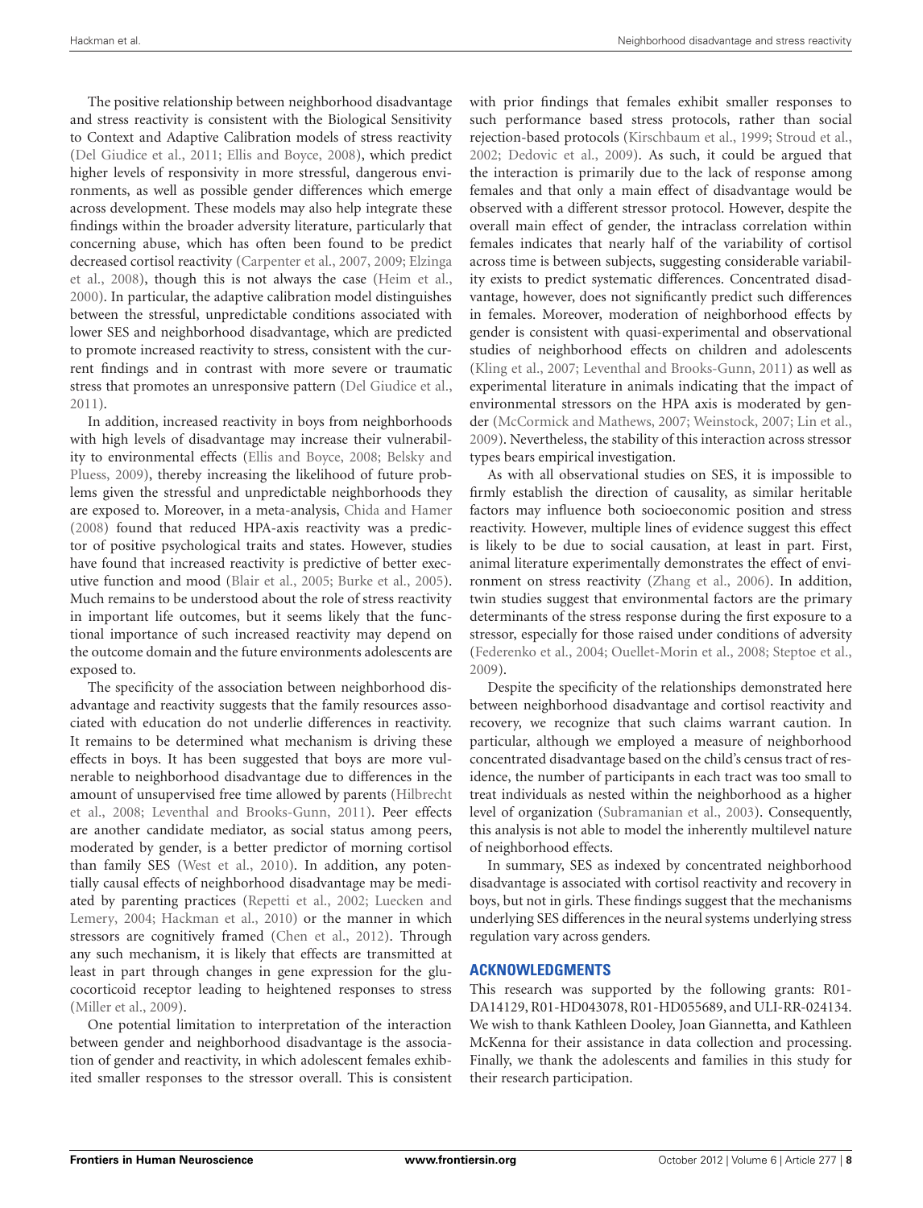The positive relationship between neighborhood disadvantage and stress reactivity is consistent with the Biological Sensitivity to Context and Adaptive Calibration models of stress reactivity (Del Giudice et al., 2011; Ellis and Boyce, 2008), which predict higher levels of responsivity in more stressful, dangerous environments, as well as possible gender differences which emerge across development. These models may also help integrate these findings within the broader adversity literature, particularly that concerning abuse, which has often been found to be predict decreased cortisol reactivity (Carpenter et al., 2007, 2009; Elzinga et al., 2008), though this is not always the case (Heim et al., 2000). In particular, the adaptive calibration model distinguishes between the stressful, unpredictable conditions associated with lower SES and neighborhood disadvantage, which are predicted to promote increased reactivity to stress, consistent with the current findings and in contrast with more severe or traumatic stress that promotes an unresponsive pattern (Del Giudice et al., 2011).

In addition, increased reactivity in boys from neighborhoods with high levels of disadvantage may increase their vulnerability to environmental effects (Ellis and Boyce, 2008; Belsky and Pluess, 2009), thereby increasing the likelihood of future problems given the stressful and unpredictable neighborhoods they are exposed to. Moreover, in a meta-analysis, Chida and Hamer (2008) found that reduced HPA-axis reactivity was a predictor of positive psychological traits and states. However, studies have found that increased reactivity is predictive of better executive function and mood (Blair et al., 2005; Burke et al., 2005). Much remains to be understood about the role of stress reactivity in important life outcomes, but it seems likely that the functional importance of such increased reactivity may depend on the outcome domain and the future environments adolescents are exposed to.

The specificity of the association between neighborhood disadvantage and reactivity suggests that the family resources associated with education do not underlie differences in reactivity. It remains to be determined what mechanism is driving these effects in boys. It has been suggested that boys are more vulnerable to neighborhood disadvantage due to differences in the amount of unsupervised free time allowed by parents (Hilbrecht et al., 2008; Leventhal and Brooks-Gunn, 2011). Peer effects are another candidate mediator, as social status among peers, moderated by gender, is a better predictor of morning cortisol than family SES (West et al., 2010). In addition, any potentially causal effects of neighborhood disadvantage may be mediated by parenting practices (Repetti et al., 2002; Luecken and Lemery, 2004; Hackman et al., 2010) or the manner in which stressors are cognitively framed (Chen et al., 2012). Through any such mechanism, it is likely that effects are transmitted at least in part through changes in gene expression for the glucocorticoid receptor leading to heightened responses to stress (Miller et al., 2009).

One potential limitation to interpretation of the interaction between gender and neighborhood disadvantage is the association of gender and reactivity, in which adolescent females exhibited smaller responses to the stressor overall. This is consistent with prior findings that females exhibit smaller responses to such performance based stress protocols, rather than social rejection-based protocols (Kirschbaum et al., 1999; Stroud et al., 2002; Dedovic et al., 2009). As such, it could be argued that the interaction is primarily due to the lack of response among females and that only a main effect of disadvantage would be observed with a different stressor protocol. However, despite the overall main effect of gender, the intraclass correlation within females indicates that nearly half of the variability of cortisol across time is between subjects, suggesting considerable variability exists to predict systematic differences. Concentrated disadvantage, however, does not significantly predict such differences in females. Moreover, moderation of neighborhood effects by gender is consistent with quasi-experimental and observational studies of neighborhood effects on children and adolescents (Kling et al., 2007; Leventhal and Brooks-Gunn, 2011) as well as experimental literature in animals indicating that the impact of environmental stressors on the HPA axis is moderated by gender (McCormick and Mathews, 2007; Weinstock, 2007; Lin et al., 2009). Nevertheless, the stability of this interaction across stressor types bears empirical investigation.

As with all observational studies on SES, it is impossible to firmly establish the direction of causality, as similar heritable factors may influence both socioeconomic position and stress reactivity. However, multiple lines of evidence suggest this effect is likely to be due to social causation, at least in part. First, animal literature experimentally demonstrates the effect of environment on stress reactivity (Zhang et al., 2006). In addition, twin studies suggest that environmental factors are the primary determinants of the stress response during the first exposure to a stressor, especially for those raised under conditions of adversity (Federenko et al., 2004; Ouellet-Morin et al., 2008; Steptoe et al., 2009).

Despite the specificity of the relationships demonstrated here between neighborhood disadvantage and cortisol reactivity and recovery, we recognize that such claims warrant caution. In particular, although we employed a measure of neighborhood concentrated disadvantage based on the child's census tract of residence, the number of participants in each tract was too small to treat individuals as nested within the neighborhood as a higher level of organization (Subramanian et al., 2003). Consequently, this analysis is not able to model the inherently multilevel nature of neighborhood effects.

In summary, SES as indexed by concentrated neighborhood disadvantage is associated with cortisol reactivity and recovery in boys, but not in girls. These findings suggest that the mechanisms underlying SES differences in the neural systems underlying stress regulation vary across genders.

## ACKNOWLEDGMENTS

This research was supported by the following grants: R01-DA14129, R01-HD043078, R01-HD055689, and ULI-RR-024134. We wish to thank Kathleen Dooley, Joan Giannetta, and Kathleen McKenna for their assistance in data collection and processing. Finally, we thank the adolescents and families in this study for their research participation.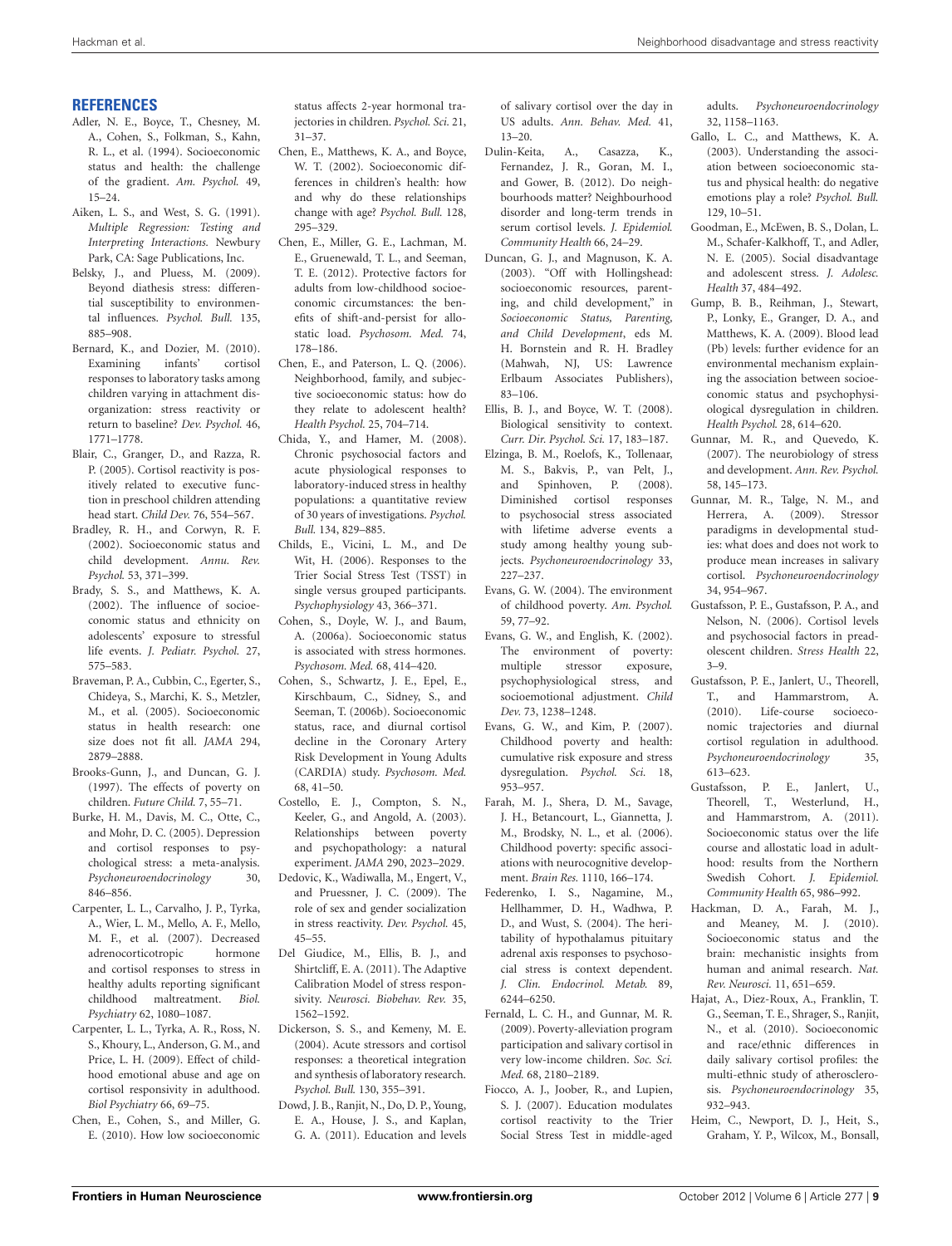## REFERENCES

Adler, N. E., Boyce, T., Chesney, M. A., Cohen, S., Folkman, S., Kahn, R. L., et al. (1994). Socioeconomic status and health: the challenge of the gradient. *Am. Psychol.* 49, 15–24.

Aiken, L. S., and West, S. G. (1991). *Multiple Regression: Testing and Interpreting Interactions.* Newbury Park, CA: Sage Publications, Inc.

Belsky, J., and Pluess, M. (2009). Beyond diathesis stress: differential susceptibility to environmental influences. *Psychol. Bull.* 135, 885–908.

Bernard, K., and Dozier, M. (2010). Examining infants' cortisol responses to laboratory tasks among children varying in attachment disorganization: stress reactivity or return to baseline? *Dev. Psychol.* 46, 1771–1778.

Blair, C., Granger, D., and Razza, R. P. (2005). Cortisol reactivity is positively related to executive function in preschool children attending head start. *Child Dev.* 76, 554–567.

Bradley, R. H., and Corwyn, R. F. (2002). Socioeconomic status and child development. *Annu. Rev. Psychol.* 53, 371–399.

Brady, S. S., and Matthews, K. A. (2002). The influence of socioeconomic status and ethnicity on adolescents' exposure to stressful life events. *J. Pediatr. Psychol.* 27, 575–583.

Braveman, P. A., Cubbin, C., Egerter, S., Chideya, S., Marchi, K. S., Metzler, M., et al. (2005). Socioeconomic status in health research: one size does not fit all. *JAMA* 294, 2879–2888.

Brooks-Gunn, J., and Duncan, G. J. (1997). The effects of poverty on children. *Future Child.* 7, 55–71.

Burke, H. M., Davis, M. C., Otte, C., and Mohr, D. C. (2005). Depression and cortisol responses to psychological stress: a meta-analysis. *Psychoneuroendocrinology* 30, 846–856.

Carpenter, L. L., Carvalho, J. P., Tyrka, A., Wier, L. M., Mello, A. F., Mello, M. F., et al. (2007). Decreased adrenocorticotropic hormone and cortisol responses to stress in healthy adults reporting significant childhood maltreatment. *Biol. Psychiatry* 62, 1080–1087.

Carpenter, L. L., Tyrka, A. R., Ross, N. S., Khoury, L., Anderson, G. M., and Price, L. H. (2009). Effect of childhood emotional abuse and age on cortisol responsivity in adulthood. *Biol Psychiatry* 66, 69–75.

Chen, E., Cohen, S., and Miller, G. E. (2010). How low socioeconomic status affects 2-year hormonal trajectories in children. *Psychol. Sci.* 21, 31–37.

Chen, E., Matthews, K. A., and Boyce, W. T. (2002). Socioeconomic differences in children's health: how and why do these relationships change with age? *Psychol. Bull.* 128, 295–329.

Chen, E., Miller, G. E., Lachman, M. E., Gruenewald, T. L., and Seeman, T. E. (2012). Protective factors for adults from low-childhood socioeconomic circumstances: the benefits of shift-and-persist for allostatic load. *Psychosom. Med.* 74, 178–186.

Chen, E., and Paterson, L. Q. (2006). Neighborhood, family, and subjective socioeconomic status: how do they relate to adolescent health? *Health Psychol.* 25, 704–714.

Chida, Y., and Hamer, M. (2008). Chronic psychosocial factors and acute physiological responses to laboratory-induced stress in healthy populations: a quantitative review of 30 years of investigations. *Psychol. Bull.* 134, 829–885.

Childs, E., Vicini, L. M., and De Wit, H. (2006). Responses to the Trier Social Stress Test (TSST) in single versus grouped participants. *Psychophysiology* 43, 366–371.

Cohen, S., Doyle, W. J., and Baum, A. (2006a). Socioeconomic status is associated with stress hormones. *Psychosom. Med.* 68, 414–420.

Cohen, S., Schwartz, J. E., Epel, E., Kirschbaum, C., Sidney, S., and Seeman, T. (2006b). Socioeconomic status, race, and diurnal cortisol decline in the Coronary Artery Risk Development in Young Adults (CARDIA) study. *Psychosom. Med.* 68, 41–50.

Costello, E. J., Compton, S. N., Keeler, G., and Angold, A. (2003). Relationships between poverty and psychopathology: a natural experiment. *JAMA* 290, 2023–2029.

Dedovic, K., Wadiwalla, M., Engert, V., and Pruessner, J. C. (2009). The role of sex and gender socialization in stress reactivity. *Dev. Psychol.* 45, 45–55.

Del Giudice, M., Ellis, B. J., and Shirtcliff, E. A. (2011). The Adaptive Calibration Model of stress responsivity. *Neurosci. Biobehav. Rev.* 35, 1562–1592.

Dickerson, S. S., and Kemeny, M. E. (2004). Acute stressors and cortisol responses: a theoretical integration and synthesis of laboratory research. *Psychol. Bull.* 130, 355–391.

Dowd, J. B., Ranjit, N., Do, D. P., Young, E. A., House, J. S., and Kaplan, G. A. (2011). Education and levels of salivary cortisol over the day in US adults. *Ann. Behav. Med.* 41, 13–20.

Dulin-Keita, A., Casazza, K., Fernandez, J. R., Goran, M. I., and Gower, B. (2012). Do neighbourhoods matter? Neighbourhood disorder and long-term trends in serum cortisol levels. *J. Epidemiol. Community Health* 66, 24–29.

Duncan, G. J., and Magnuson, K. A. (2003). "Off with Hollingshead: socioeconomic resources, parenting, and child development," in *Socioeconomic Status, Parenting, and Child Development*, eds M. H. Bornstein and R. H. Bradley (Mahwah, NJ, US: Lawrence Erlbaum Associates Publishers), 83–106.

Ellis, B. J., and Boyce, W. T. (2008). Biological sensitivity to context. *Curr. Dir. Psychol. Sci.* 17, 183–187.

Elzinga, B. M., Roelofs, K., Tollenaar, M. S., Bakvis, P., van Pelt, J., and Spinhoven, P. (2008). Diminished cortisol responses to psychosocial stress associated with lifetime adverse events a study among healthy young subjects. *Psychoneuroendocrinology* 33, 227–237.

Evans, G. W. (2004). The environment of childhood poverty. *Am. Psychol.* 59, 77–92.

Evans, G. W., and English, K. (2002). The environment of poverty: multiple stressor exposure, psychophysiological stress, and socioemotional adjustment. *Child Dev.* 73, 1238–1248.

Evans, G. W., and Kim, P. (2007). Childhood poverty and health: cumulative risk exposure and stress dysregulation. *Psychol. Sci.* 18, 953–957.

Farah, M. J., Shera, D. M., Savage, J. H., Betancourt, L., Giannetta, J. M., Brodsky, N. L., et al. (2006). Childhood poverty: specific associations with neurocognitive development. *Brain Res.* 1110, 166–174.

Federenko, I. S., Nagamine, M., Hellhammer, D. H., Wadhwa, P. D., and Wust, S. (2004). The heritability of hypothalamus pituitary adrenal axis responses to psychosocial stress is context dependent. *J. Clin. Endocrinol. Metab.* 89, 6244–6250.

Fernald, L. C. H., and Gunnar, M. R. (2009). Poverty-alleviation program participation and salivary cortisol in very low-income children. *Soc. Sci. Med.* 68, 2180–2189.

Fiocco, A. J., Joober, R., and Lupien, S. J. (2007). Education modulates cortisol reactivity to the Trier Social Stress Test in middle-aged adults. *Psychoneuroendocrinology* 32, 1158–1163.

Gallo, L. C., and Matthews, K. A. (2003). Understanding the association between socioeconomic status and physical health: do negative emotions play a role? *Psychol. Bull.* 129, 10–51.

Goodman, E., McEwen, B. S., Dolan, L. M., Schafer-Kalkhoff, T., and Adler, N. E. (2005). Social disadvantage and adolescent stress. *J. Adolesc. Health* 37, 484–492.

Gump, B. B., Reihman, J., Stewart, P., Lonky, E., Granger, D. A., and Matthews, K. A. (2009). Blood lead (Pb) levels: further evidence for an environmental mechanism explaining the association between socioeconomic status and psychophysiological dysregulation in children. *Health Psychol.* 28, 614–620.

Gunnar, M. R., and Quevedo, K. (2007). The neurobiology of stress and development. *Ann. Rev. Psychol.* 58, 145–173.

Gunnar, M. R., Talge, N. M., and Herrera, A. (2009). Stressor paradigms in developmental studies: what does and does not work to produce mean increases in salivary cortisol. *Psychoneuroendocrinology* 34, 954–967.

Gustafsson, P. E., Gustafsson, P. A., and Nelson, N. (2006). Cortisol levels and psychosocial factors in preadolescent children. *Stress Health* 22, 3–9.

Gustafsson, P. E., Janlert, U., Theorell, T., and Hammarstrom, A. (2010). Life-course socioeconomic trajectories and diurnal cortisol regulation in adulthood. *Psychoneuroendocrinology* 35, 613–623.

Gustafsson, P. E., Janlert, U., Theorell, T., Westerlund, H., and Hammarstrom, A. (2011). Socioeconomic status over the life course and allostatic load in adulthood: results from the Northern Swedish Cohort. *J. Epidemiol. Community Health* 65, 986–992.

Hackman, D. A., Farah, M. J., and Meaney, M. J. (2010). Socioeconomic status and the brain: mechanistic insights from human and animal research. *Nat. Rev. Neurosci.* 11, 651–659.

Hajat, A., Diez-Roux, A., Franklin, T. G., Seeman, T. E., Shrager, S., Ranjit, N., et al. (2010). Socioeconomic and race/ethnic differences in daily salivary cortisol profiles: the multi-ethnic study of atherosclerosis. *Psychoneuroendocrinology* 35, 932–943.

Heim, C., Newport, D. J., Heit, S., Graham, Y. P., Wilcox, M., Bonsall,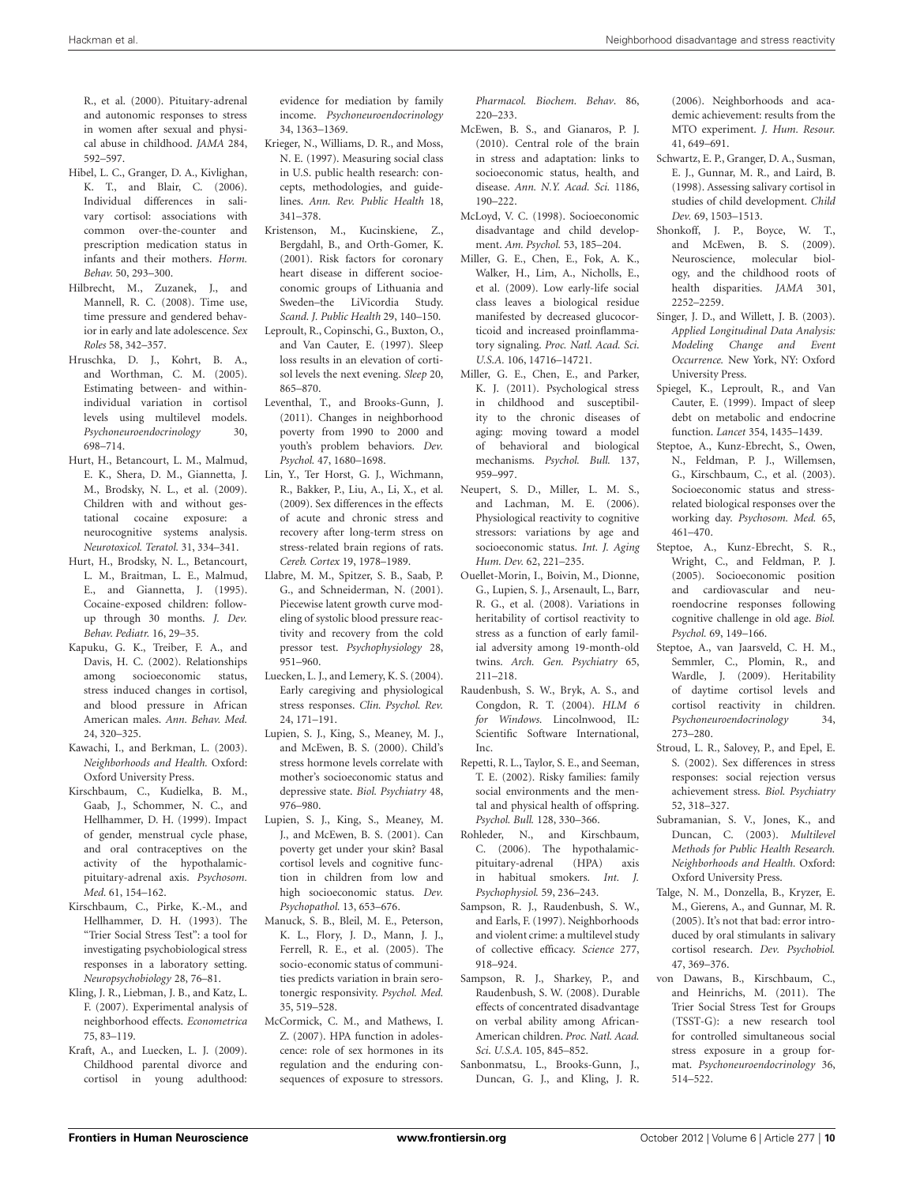R., et al. (2000). Pituitary-adrenal and autonomic responses to stress in women after sexual and physical abuse in childhood. *JAMA* 284, 592–597.

Hibel, L. C., Granger, D. A., Kivlighan, K. T., and Blair, C. (2006). Individual differences in salivary cortisol: associations with common over-the-counter and prescription medication status in infants and their mothers. *Horm. Behav.* 50, 293–300.

Hilbrecht, M., Zuzanek, J., and Mannell, R. C. (2008). Time use, time pressure and gendered behavior in early and late adolescence. *Sex Roles* 58, 342–357.

Hruschka, D. J., Kohrt, B. A., and Worthman, C. M. (2005). Estimating between- and within-individual variation in cortisol levels using multilevel models. *Psychoneuroendocrinology* 30, 698–714.

Hurt, H., Betancourt, L. M., Malmud, E. K., Shera, D. M., Giannetta, J. M., Brodsky, N. L., et al. (2009). Children with and without gestational cocaine exposure: a neurocognitive systems analysis. *Neurotoxicol. Teratol.* 31, 334–341.

Hurt, H., Brodsky, N. L., Betancourt, L. M., Braitman, L. E., Malmud, E., and Giannetta, J. (1995). Cocaine-exposed children: follow-up through 30 months. *J. Dev. Behav. Pediatr.* 16, 29–35.

Kapuku, G. K., Treiber, F. A., and Davis, H. C. (2002). Relationships among socioeconomic status, stress induced changes in cortisol, and blood pressure in African American males. *Ann. Behav. Med.* 24, 320–325.

Kawachi, I., and Berkman, L. (2003). *Neighborhoods and Health.* Oxford: Oxford University Press.

Kirschbaum, C., Kudielka, B. M., Gaab, J., Schommer, N. C., and Hellhammer, D. H. (1999). Impact of gender, menstrual cycle phase, and oral contraceptives on the activity of the hypothalamic-pituitary-adrenal axis. *Psychosom. Med.* 61, 154–162.

Kirschbaum, C., Pirke, K.-M., and Hellhammer, D. H. (1993). The "Trier Social Stress Test": a tool for investigating psychobiological stress responses in a laboratory setting. *Neuropsychobiology* 28, 76–81.

Kling, J. R., Liebman, J. B., and Katz, L. F. (2007). Experimental analysis of neighborhood effects. *Econometrica* 75, 83–119.

Kraft, A., and Luecken, L. J. (2009). Childhood parental divorce and cortisol in young adulthood: evidence for mediation by family income. *Psychoneuroendocrinology* 34, 1363–1369.

Krieger, N., Williams, D. R., and Moss, N. E. (1997). Measuring social class in U.S. public health research: concepts, methodologies, and guidelines. *Ann. Rev. Public Health* 18, 341–378.

Kristenson, M., Kucinskiene, Z., Bergdahl, B., and Orth-Gomer, K. (2001). Risk factors for coronary heart disease in different socioeconomic groups of Lithuania and Sweden–the LiVicordia Study. *Scand. J. Public Health* 29, 140–150.

Leproult, R., Copinschi, G., Buxton, O., and Van Cauter, E. (1997). Sleep loss results in an elevation of cortisol levels the next evening. *Sleep* 20, 865–870.

Leventhal, T., and Brooks-Gunn, J. (2011). Changes in neighborhood poverty from 1990 to 2000 and youth's problem behaviors. *Dev. Psychol.* 47, 1680–1698.

Lin, Y., Ter Horst, G. J., Wichmann, R., Bakker, P., Liu, A., Li, X., et al. (2009). Sex differences in the effects of acute and chronic stress and recovery after long-term stress on stress-related brain regions of rats. *Cereb. Cortex* 19, 1978–1989.

Llabre, M. M., Spitzer, S. B., Saab, P. G., and Schneiderman, N. (2001). Piecewise latent growth curve modeling of systolic blood pressure reactivity and recovery from the cold pressor test. *Psychophysiology* 28, 951–960.

Luecken, L. J., and Lemery, K. S. (2004). Early caregiving and physiological stress responses. *Clin. Psychol. Rev.* 24, 171–191.

Lupien, S. J., King, S., Meaney, M. J., and McEwen, B. S. (2000). Child's stress hormone levels correlate with mother's socioeconomic status and depressive state. *Biol. Psychiatry* 48, 976–980.

Lupien, S. J., King, S., Meaney, M. J., and McEwen, B. S. (2001). Can poverty get under your skin? Basal cortisol levels and cognitive function in children from low and high socioeconomic status. *Dev. Psychopathol.* 13, 653–676.

Manuck, S. B., Bleil, M. E., Peterson, K. L., Flory, J. D., Mann, J. J., Ferrell, R. E., et al. (2005). The socio-economic status of communities predicts variation in brain serotonergic responsivity. *Psychol. Med.* 35, 519–528.

McCormick, C. M., and Mathews, I. Z. (2007). HPA function in adolescence: role of sex hormones in its regulation and the enduring consequences of exposure to stressors. *Pharmacol. Biochem. Behav*. 86, 220–233.

McEwen, B. S., and Gianaros, P. J. (2010). Central role of the brain in stress and adaptation: links to socioeconomic status, health, and disease. *Ann. N.Y. Acad. Sci.* 1186, 190–222.

McLoyd, V. C. (1998). Socioeconomic disadvantage and child development. *Am. Psychol.* 53, 185–204.

Miller, G. E., Chen, E., Fok, A. K., Walker, H., Lim, A., Nicholls, E., et al. (2009). Low early-life social class leaves a biological residue manifested by decreased glucocorticoid and increased proinflammatory signaling. *Proc. Natl. Acad. Sci. U.S.A.* 106, 14716–14721.

Miller, G. E., Chen, E., and Parker, K. J. (2011). Psychological stress in childhood and susceptibility to the chronic diseases of aging: moving toward a model of behavioral and biological mechanisms. *Psychol. Bull.* 137, 959–997.

Neupert, S. D., Miller, L. M. S., and Lachman, M. E. (2006). Physiological reactivity to cognitive stressors: variations by age and socioeconomic status. *Int. J. Aging Hum. Dev.* 62, 221–235.

Ouellet-Morin, I., Boivin, M., Dionne, G., Lupien, S. J., Arsenault, L., Barr, R. G., et al. (2008). Variations in heritability of cortisol reactivity to stress as a function of early familial adversity among 19-month-old twins. *Arch. Gen. Psychiatry* 65, 211–218.

Raudenbush, S. W., Bryk, A. S., and Congdon, R. T. (2004). *HLM 6 for Windows.* Lincolnwood, IL: Scientific Software International, Inc.

Repetti, R. L., Taylor, S. E., and Seeman, T. E. (2002). Risky families: family social environments and the mental and physical health of offspring. *Psychol. Bull.* 128, 330–366.

Rohleder, N., and Kirschbaum, C. (2006). The hypothalamic-pituitary-adrenal (HPA) axis in habitual smokers. *Int. J. Psychophysiol.* 59, 236–243.

Sampson, R. J., Raudenbush, S. W., and Earls, F. (1997). Neighborhoods and violent crime: a multilevel study of collective efficacy. *Science* 277, 918–924.

Sampson, R. J., Sharkey, P., and Raudenbush, S. W. (2008). Durable effects of concentrated disadvantage on verbal ability among African-American children. *Proc. Natl. Acad. Sci. U.S.A.* 105, 845–852.

Sanbonmatsu, L., Brooks-Gunn, J., Duncan, G. J., and Kling, J. R. (2006). Neighborhoods and academic achievement: results from the MTO experiment. *J. Hum. Resour.* 41, 649–691.

Schwartz, E. P., Granger, D. A., Susman, E. J., Gunnar, M. R., and Laird, B. (1998). Assessing salivary cortisol in studies of child development. *Child Dev.* 69, 1503–1513.

Shonkoff, J. P., Boyce, W. T., and McEwen, B. S. (2009). Neuroscience, molecular biology, and the childhood roots of health disparities. *JAMA* 301, 2252–2259.

Singer, J. D., and Willett, J. B. (2003). *Applied Longitudinal Data Analysis: Modeling Change and Event Occurrence.* New York, NY: Oxford University Press.

Spiegel, K., Leproult, R., and Van Cauter, E. (1999). Impact of sleep debt on metabolic and endocrine function. *Lancet* 354, 1435–1439.

Steptoe, A., Kunz-Ebrecht, S., Owen, N., Feldman, P. J., Willemsen, G., Kirschbaum, C., et al. (2003). Socioeconomic status and stress-related biological responses over the working day. *Psychosom. Med.* 65, 461–470.

Steptoe, A., Kunz-Ebrecht, S. R., Wright, C., and Feldman, P. J. (2005). Socioeconomic position and cardiovascular and neuroendocrine responses following cognitive challenge in old age. *Biol. Psychol.* 69, 149–166.

Steptoe, A., van Jaarsveld, C. H. M., Semmler, C., Plomin, R., and Wardle, J. (2009). Heritability of daytime cortisol levels and cortisol reactivity in children. *Psychoneuroendocrinology* 34, 273–280.

Stroud, L. R., Salovey, P., and Epel, E. S. (2002). Sex differences in stress responses: social rejection versus achievement stress. *Biol. Psychiatry* 52, 318–327.

Subramanian, S. V., Jones, K., and Duncan, C. (2003). *Multilevel Methods for Public Health Research. Neighborhoods and Health.* Oxford: Oxford University Press.

Talge, N. M., Donzella, B., Kryzer, E. M., Gierens, A., and Gunnar, M. R. (2005). It's not that bad: error introduced by oral stimulants in salivary cortisol research. *Dev. Psychobiol.* 47, 369–376.

von Dawans, B., Kirschbaum, C., and Heinrichs, M. (2011). The Trier Social Stress Test for Groups (TSST-G): a new research tool for controlled simultaneous social stress exposure in a group format. *Psychoneuroendocrinology* 36, 514–522.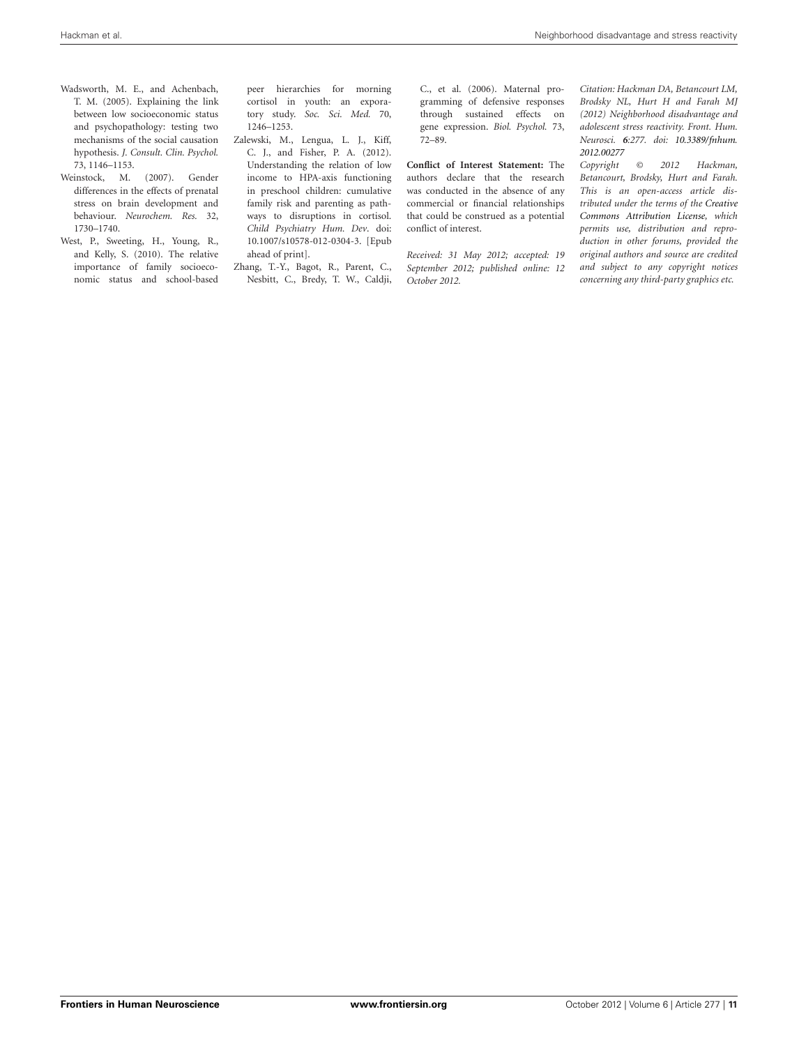Wadsworth, M. E., and Achenbach, T. M. (2005). Explaining the link between low socioeconomic status and psychopathology: testing two mechanisms of the social causation hypothesis. *J. Consult. Clin. Psychol.* 73, 1146–1153.

Weinstock, M. (2007). Gender differences in the effects of prenatal stress on brain development and behaviour. *Neurochem. Res.* 32, 1730–1740.

West, P., Sweeting, H., Young, R., and Kelly, S. (2010). The relative importance of family socioeconomic status and school-based peer hierarchies for morning cortisol in youth: an exporatory study. *Soc. Sci. Med.* 70, 1246–1253.

Zalewski, M., Lengua, L. J., Kiff, C. J., and Fisher, P. A. (2012). Understanding the relation of low income to HPA-axis functioning in preschool children: cumulative family risk and parenting as pathways to disruptions in cortisol. *Child Psychiatry Hum. Dev*. doi: 10.1007/s10578-012-0304-3. [Epub ahead of print].

Zhang, T.-Y., Bagot, R., Parent, C., Nesbitt, C., Bredy, T. W., Caldji, C., et al. (2006). Maternal programming of defensive responses through sustained effects on gene expression. *Biol. Psychol.* 73, 72–89.

**Conflict of Interest Statement:** The authors declare that the research was conducted in the absence of any commercial or financial relationships that could be construed as a potential conflict of interest.

*Received: 31 May 2012; accepted: 19 September 2012; published online: 12 October 2012.*

*Citation: Hackman DA, Betancourt LM, Brodsky NL, Hurt H and Farah MJ (2012) Neighborhood disadvantage and adolescent stress reactivity. Front. Hum. Neurosci.* ***6****:277. doi: 10.3389/fnhum.2012.00277*

*Copyright © 2012 Hackman, Betancourt, Brodsky, Hurt and Farah. This is an open-access article distributed under the terms of the Creative Commons Attribution License, which permits use, distribution and reproduction in other forums, provided the original authors and source are credited and subject to any copyright notices concerning any third-party graphics etc.*